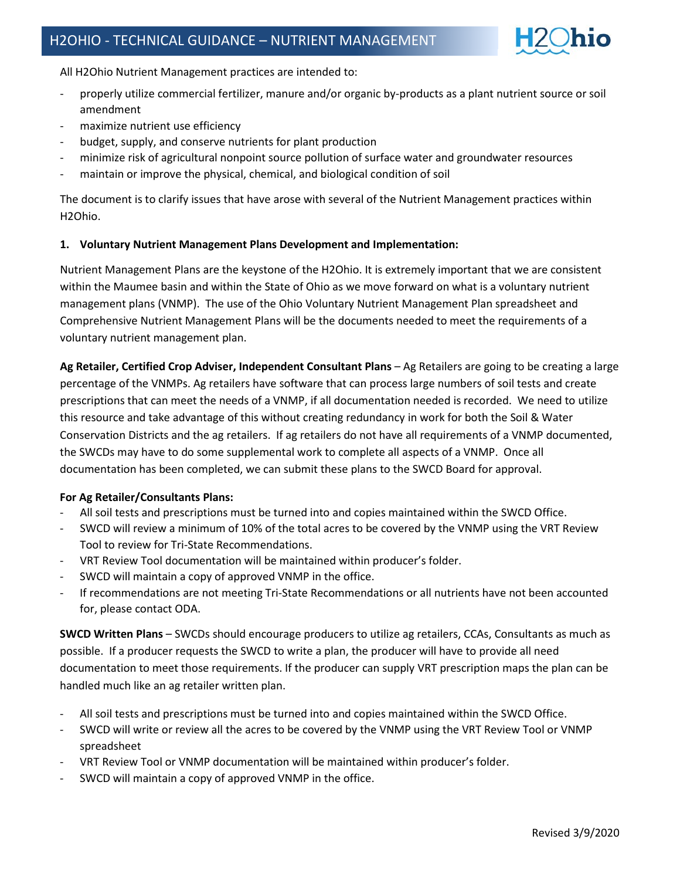# H2OHIO - TECHNICAL GUIDANCE – NUTRIENT MANAGEMENT

All H2Ohio Nutrient Management practices are intended to:

- properly utilize commercial fertilizer, manure and/or organic by-products as a plant nutrient source or soil amendment
- maximize nutrient use efficiency
- budget, supply, and conserve nutrients for plant production
- minimize risk of agricultural nonpoint source pollution of surface water and groundwater resources
- maintain or improve the physical, chemical, and biological condition of soil

The document is to clarify issues that have arose with several of the Nutrient Management practices within H2Ohio.

**1. Voluntary Nutrient Management Plans Development and Implementation:**

Nutrient Management Plans are the keystone of the H2Ohio. It is extremely important that we are consistent within the Maumee basin and within the State of Ohio as we move forward on what is a voluntary nutrient management plans (VNMP). The use of the Ohio Voluntary Nutrient Management Plan spreadsheet and Comprehensive Nutrient Management Plans will be the documents needed to meet the requirements of a voluntary nutrient management plan.

**Ag Retailer, Certified Crop Adviser, Independent Consultant Plans** – Ag Retailers are going to be creating a large percentage of the VNMPs. Ag retailers have software that can process large numbers of soil tests and create prescriptions that can meet the needs of a VNMP, if all documentation needed is recorded. We need to utilize this resource and take advantage of this without creating redundancy in work for both the Soil & Water Conservation Districts and the ag retailers. If ag retailers do not have all requirements of a VNMP documented, the SWCDs may have to do some supplemental work to complete all aspects of a VNMP. Once all documentation has been completed, we can submit these plans to the SWCD Board for approval.

**For Ag Retailer/Consultants Plans:**

- All soil tests and prescriptions must be turned into and copies maintained within the SWCD Office.
- SWCD will review a minimum of 10% of the total acres to be covered by the VNMP using the VRT Review Tool to review for Tri-State Recommendations.
- VRT Review Tool documentation will be maintained within producer's folder.
- SWCD will maintain a copy of approved VNMP in the office.
- If recommendations are not meeting Tri-State Recommendations or all nutrients have not been accounted for, please contact ODA.

**SWCD Written Plans** – SWCDs should encourage producers to utilize ag retailers, CCAs, Consultants as much as possible. If a producer requests the SWCD to write a plan, the producer will have to provide all need documentation to meet those requirements. If the producer can supply VRT prescription maps the plan can be handled much like an ag retailer written plan.

- All soil tests and prescriptions must be turned into and copies maintained within the SWCD Office.
- SWCD will write or review all the acres to be covered by the VNMP using the VRT Review Tool or VNMP spreadsheet
- VRT Review Tool or VNMP documentation will be maintained within producer's folder.
- SWCD will maintain a copy of approved VNMP in the office.

Revised 3/9/2020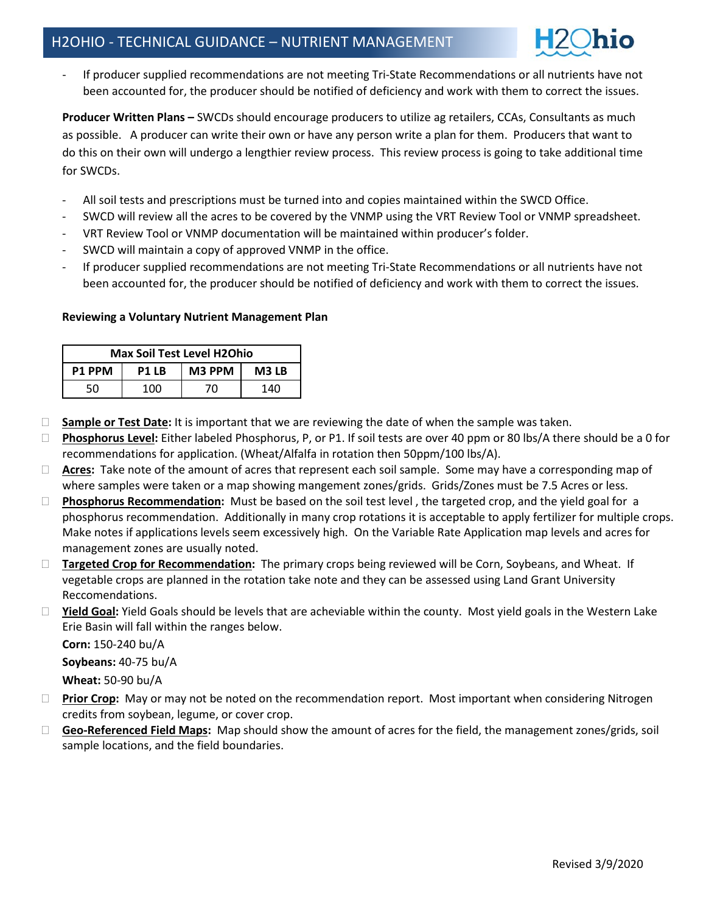- If producer supplied recommendations are not meeting Tri-State Recommendations or all nutrients have not been accounted for, the producer should be notified of deficiency and work with them to correct the issues.

**Producer Written Plans –** SWCDs should encourage producers to utilize ag retailers, CCAs, Consultants as much as possible. A producer can write their own or have any person write a plan for them. Producers that want to do this on their own will undergo a lengthier review process. This review process is going to take additional time for SWCDs.

- All soil tests and prescriptions must be turned into and copies maintained within the SWCD Office.
- SWCD will review all the acres to be covered by the VNMP using the VRT Review Tool or VNMP spreadsheet.
- VRT Review Tool or VNMP documentation will be maintained within producer's folder.
- SWCD will maintain a copy of approved VNMP in the office.
- If producer supplied recommendations are not meeting Tri-State Recommendations or all nutrients have not been accounted for, the producer should be notified of deficiency and work with them to correct the issues.

**Reviewing a Voluntary Nutrient Management Plan**

| Max Soil Test Level H2Ohio | | | |
|---|---|---|---|
| **P1 PPM** | **P1 LB** | **M3 PPM** | **M3 LB** |
| 50 | 100 | 70 | 140 |

- **Sample or Test Date:** It is important that we are reviewing the date of when the sample was taken.
- **Phosphorus Level:** Either labeled Phosphorus, P, or P1. If soil tests are over 40 ppm or 80 lbs/A there should be a 0 for recommendations for application. (Wheat/Alfalfa in rotation then 50ppm/100 lbs/A).
- **Acres:** Take note of the amount of acres that represent each soil sample. Some may have a corresponding map of where samples were taken or a map showing mangement zones/grids. Grids/Zones must be 7.5 Acres or less.
- **Phosphorus Recommendation:** Must be based on the soil test level , the targeted crop, and the yield goal for a phosphorus recommendation. Additionally in many crop rotations it is acceptable to apply fertilizer for multiple crops. Make notes if applications levels seem excessively high. On the Variable Rate Application map levels and acres for management zones are usually noted.
- **Targeted Crop for Recommendation:** The primary crops being reviewed will be Corn, Soybeans, and Wheat. If vegetable crops are planned in the rotation take note and they can be assessed using Land Grant University Reccomendations.
- **Yield Goal:** Yield Goals should be levels that are acheviable within the county. Most yield goals in the Western Lake Erie Basin will fall within the ranges below.

  **Corn:** 150-240 bu/A

  **Soybeans:** 40-75 bu/A

  **Wheat:** 50-90 bu/A
- **Prior Crop:** May or may not be noted on the recommendation report. Most important when considering Nitrogen credits from soybean, legume, or cover crop.
- **Geo-Referenced Field Maps:** Map should show the amount of acres for the field, the management zones/grids, soil sample locations, and the field boundaries.

Revised 3/9/2020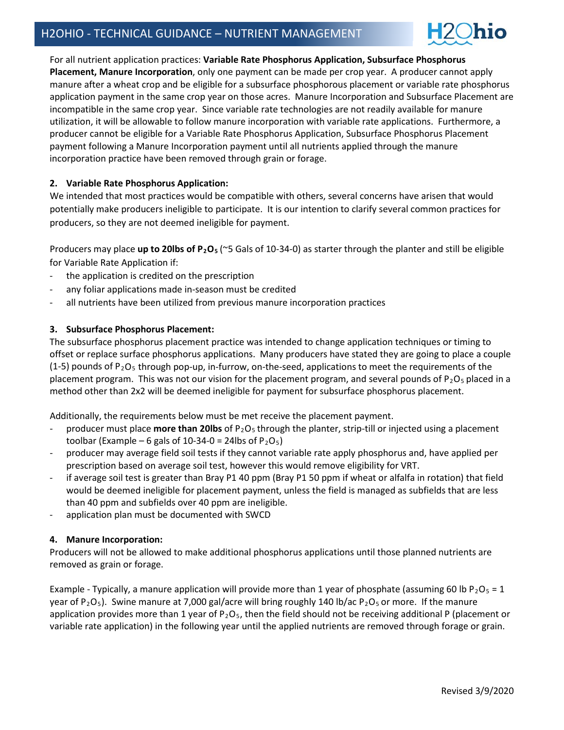For all nutrient application practices: **Variable Rate Phosphorus Application, Subsurface Phosphorus Placement, Manure Incorporation**, only one payment can be made per crop year. A producer cannot apply manure after a wheat crop and be eligible for a subsurface phosphorous placement or variable rate phosphorus application payment in the same crop year on those acres. Manure Incorporation and Subsurface Placement are incompatible in the same crop year. Since variable rate technologies are not readily available for manure utilization, it will be allowable to follow manure incorporation with variable rate applications. Furthermore, a producer cannot be eligible for a Variable Rate Phosphorus Application, Subsurface Phosphorus Placement payment following a Manure Incorporation payment until all nutrients applied through the manure incorporation practice have been removed through grain or forage.

**2. Variable Rate Phosphorus Application:**

We intended that most practices would be compatible with others, several concerns have arisen that would potentially make producers ineligible to participate. It is our intention to clarify several common practices for producers, so they are not deemed ineligible for payment.

Producers may place **up to 20lbs of $P_2O_5$** (~5 Gals of 10-34-0) as starter through the planter and still be eligible for Variable Rate Application if:

- the application is credited on the prescription
- any foliar applications made in-season must be credited
- all nutrients have been utilized from previous manure incorporation practices

**3. Subsurface Phosphorus Placement:**

The subsurface phosphorus placement practice was intended to change application techniques or timing to offset or replace surface phosphorus applications. Many producers have stated they are going to place a couple (1-5) pounds of $P_2O_5$ through pop-up, in-furrow, on-the-seed, applications to meet the requirements of the placement program. This was not our vision for the placement program, and several pounds of $P_2O_5$ placed in a method other than 2x2 will be deemed ineligible for payment for subsurface phosphorus placement.

Additionally, the requirements below must be met receive the placement payment.

- producer must place **more than 20lbs** of $P_2O_5$ through the planter, strip-till or injected using a placement toolbar (Example – 6 gals of 10-34-0 = 24lbs of $P_2O_5$)
- producer may average field soil tests if they cannot variable rate apply phosphorus and, have applied per prescription based on average soil test, however this would remove eligibility for VRT.
- if average soil test is greater than Bray P1 40 ppm (Bray P1 50 ppm if wheat or alfalfa in rotation) that field would be deemed ineligible for placement payment, unless the field is managed as subfields that are less than 40 ppm and subfields over 40 ppm are ineligible.
- application plan must be documented with SWCD

**4. Manure Incorporation:**

Producers will not be allowed to make additional phosphorus applications until those planned nutrients are removed as grain or forage.

Example - Typically, a manure application will provide more than 1 year of phosphate (assuming 60 lb $P_2O_5$ = 1 year of $P_2O_5$). Swine manure at 7,000 gal/acre will bring roughly 140 lb/ac $P_2O_5$ or more. If the manure application provides more than 1 year of $P_2O_5$, then the field should not be receiving additional P (placement or variable rate application) in the following year until the applied nutrients are removed through forage or grain.

Revised 3/9/2020